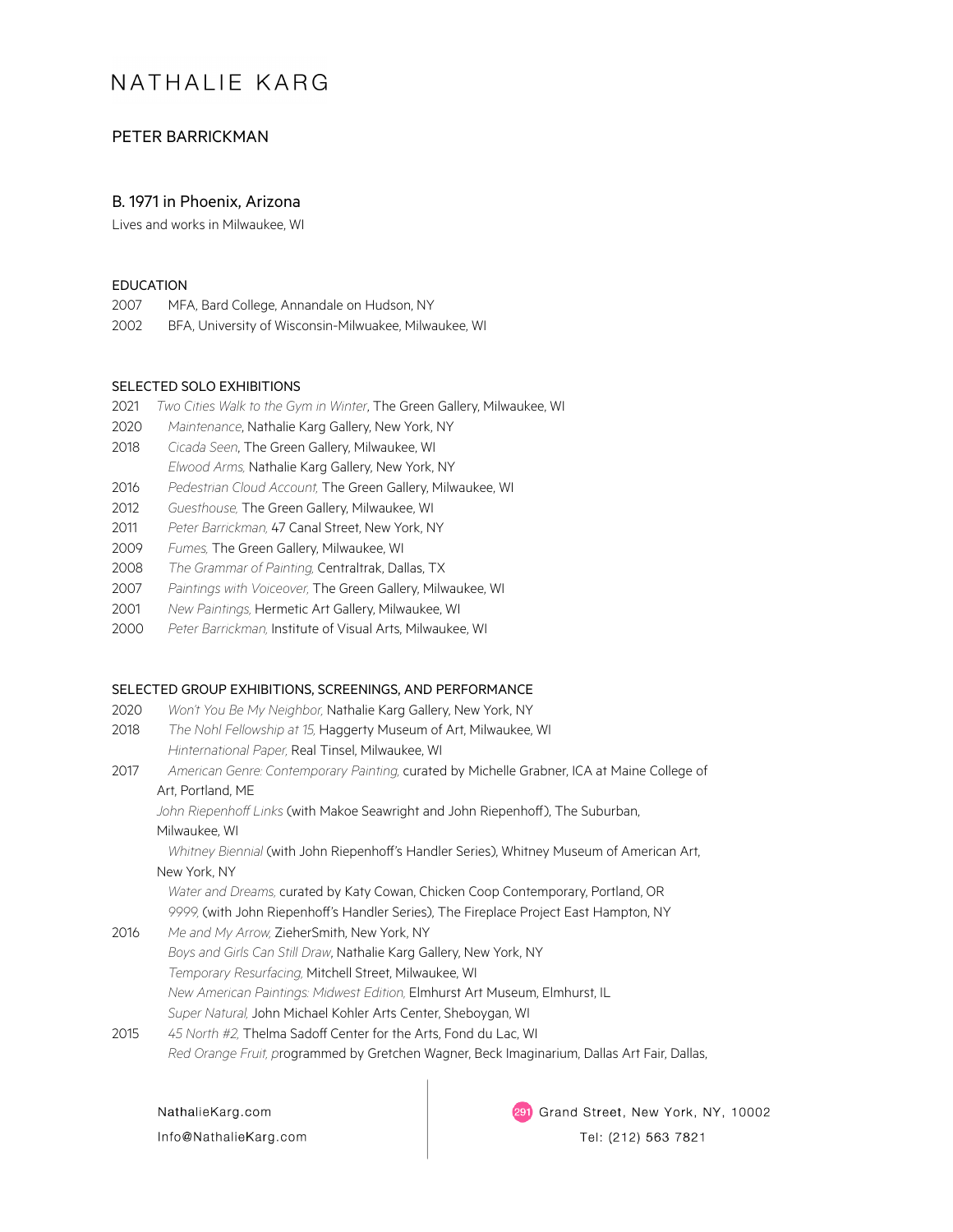# NATHALIE KARG

## PETER BARRICKMAN

### B. 1971 in Phoenix, Arizona

Lives and works in Milwaukee, WI

#### EDUCATION

2007 MFA, Bard College, Annandale on Hudson, NY
2002 BFA, University of Wisconsin-Milwuakee, Milwaukee, WI

#### SELECTED SOLO EXHIBITIONS

2021 *Two Cities Walk to the Gym in Winter*, The Green Gallery, Milwaukee, WI
2020 *Maintenance*, Nathalie Karg Gallery, New York, NY
2018 *Cicada Seen*, The Green Gallery, Milwaukee, WI
*Elwood Arms,* Nathalie Karg Gallery, New York, NY
2016 *Pedestrian Cloud Account,* The Green Gallery, Milwaukee, WI
2012 *Guesthouse,* The Green Gallery, Milwaukee, WI
2011 *Peter Barrickman,* 47 Canal Street, New York, NY
2009 *Fumes,* The Green Gallery, Milwaukee, WI
2008 *The Grammar of Painting,* Centraltrak, Dallas, TX
2007 *Paintings with Voiceover,* The Green Gallery, Milwaukee, WI
2001 *New Paintings,* Hermetic Art Gallery, Milwaukee, WI
2000 *Peter Barrickman,* Institute of Visual Arts, Milwaukee, WI

#### SELECTED GROUP EXHIBITIONS, SCREENINGS, AND PERFORMANCE

2020 *Won't You Be My Neighbor,* Nathalie Karg Gallery, New York, NY
2018 *The Nohl Fellowship at 15,* Haggerty Museum of Art, Milwaukee, WI
*Hinternational Paper,* Real Tinsel, Milwaukee, WI
2017 *American Genre: Contemporary Painting,* curated by Michelle Grabner, ICA at Maine College of Art, Portland, ME
*John Riepenhoff Links* (with Makoe Seawright and John Riepenhoff), The Suburban, Milwaukee, WI
*Whitney Biennial* (with John Riepenhoff's Handler Series), Whitney Museum of American Art, New York, NY
*Water and Dreams,* curated by Katy Cowan, Chicken Coop Contemporary, Portland, OR
*9999,* (with John Riepenhoff's Handler Series), The Fireplace Project East Hampton, NY
2016 *Me and My Arrow,* ZieherSmith, New York, NY
*Boys and Girls Can Still Draw*, Nathalie Karg Gallery, New York, NY
*Temporary Resurfacing,* Mitchell Street, Milwaukee, WI
*New American Paintings: Midwest Edition,* Elmhurst Art Museum, Elmhurst, IL
*Super Natural,* John Michael Kohler Arts Center, Sheboygan, WI
2015 *45 North #2,* Thelma Sadoff Center for the Arts, Fond du Lac, WI
*Red Orange Fruit,* programmed by Gretchen Wagner, Beck Imaginarium, Dallas Art Fair, Dallas,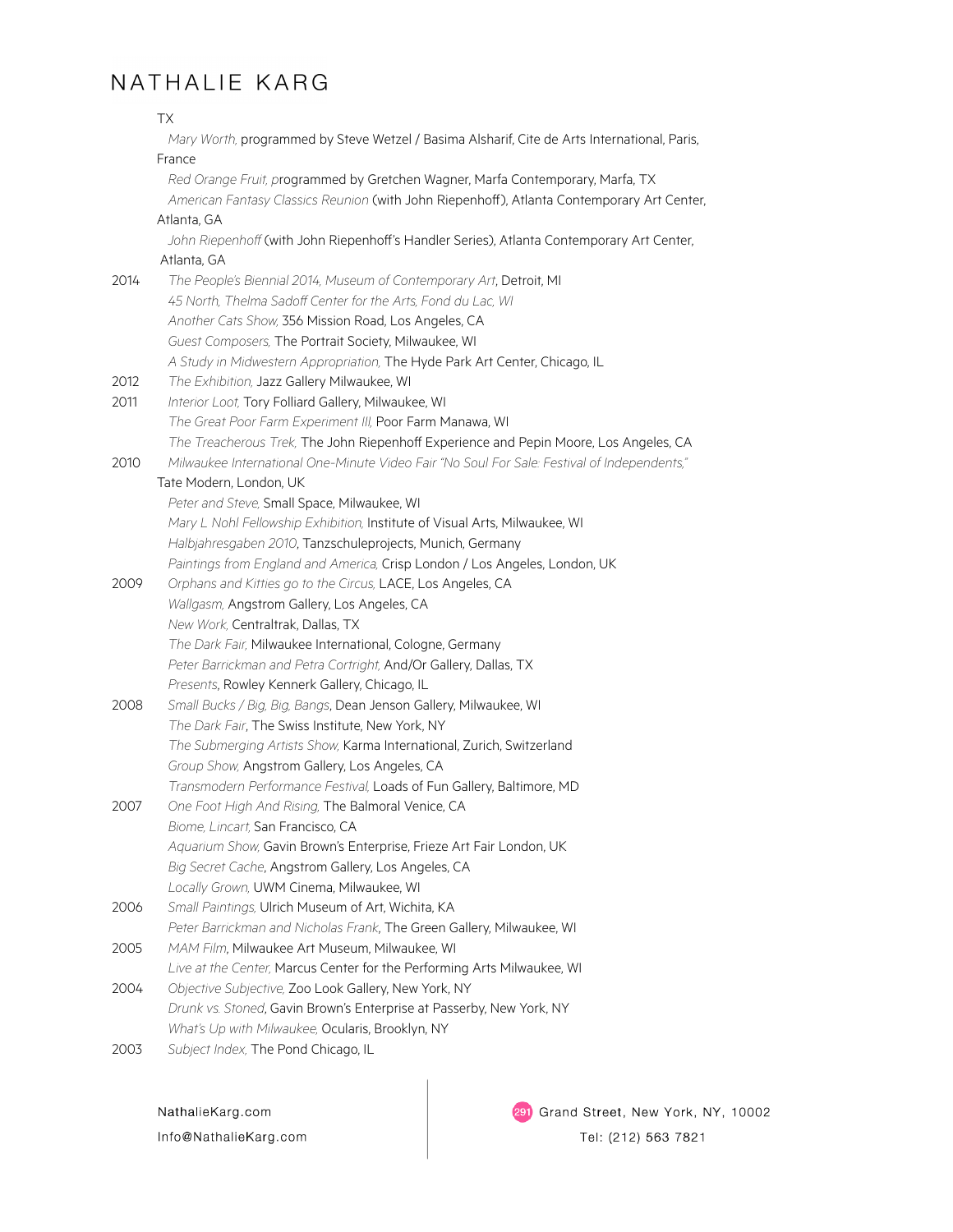TX

*Mary Worth,* programmed by Steve Wetzel / Basima Alsharif, Cite de Arts International, Paris, France

*Red Orange Fruit,* programmed by Gretchen Wagner, Marfa Contemporary, Marfa, TX

*American Fantasy Classics Reunion* (with John Riepenhoff), Atlanta Contemporary Art Center, Atlanta, GA

*John Riepenhoff* (with John Riepenhoff's Handler Series), Atlanta Contemporary Art Center, Atlanta, GA

2014 *The People's Biennial 2014, Museum of Contemporary Art*, Detroit, MI

*45 North, Thelma Sadoff Center for the Arts, Fond du Lac, WI*

*Another Cats Show,* 356 Mission Road, Los Angeles, CA

*Guest Composers,* The Portrait Society, Milwaukee, WI

*A Study in Midwestern Appropriation,* The Hyde Park Art Center, Chicago, IL

2012 *The Exhibition,* Jazz Gallery Milwaukee, WI

2011 *Interior Loot,* Tory Folliard Gallery, Milwaukee, WI

*The Great Poor Farm Experiment III,* Poor Farm Manawa, WI

*The Treacherous Trek,* The John Riepenhoff Experience and Pepin Moore, Los Angeles, CA

2010 *Milwaukee International One-Minute Video Fair "No Soul For Sale: Festival of Independents,"* Tate Modern, London, UK

*Peter and Steve,* Small Space, Milwaukee, WI

*Mary L Nohl Fellowship Exhibition,* Institute of Visual Arts, Milwaukee, WI

*Halbjahresgaben 2010*, Tanzschuleprojects, Munich, Germany

*Paintings from England and America,* Crisp London / Los Angeles, London, UK

2009 *Orphans and Kitties go to the Circus,* LACE, Los Angeles, CA

*Wallgasm,* Angstrom Gallery, Los Angeles, CA

*New Work,* Centraltrak, Dallas, TX

*The Dark Fair,* Milwaukee International, Cologne, Germany

*Peter Barrickman and Petra Cortright,* And/Or Gallery, Dallas, TX

*Presents*, Rowley Kennerk Gallery, Chicago, IL

2008 *Small Bucks / Big, Big, Bangs*, Dean Jenson Gallery, Milwaukee, WI

*The Dark Fair*, The Swiss Institute, New York, NY

*The Submerging Artists Show,* Karma International, Zurich, Switzerland

*Group Show,* Angstrom Gallery, Los Angeles, CA

*Transmodern Performance Festival,* Loads of Fun Gallery, Baltimore, MD

2007 *One Foot High And Rising,* The Balmoral Venice, CA

*Biome, Lincart,* San Francisco, CA

*Aquarium Show,* Gavin Brown's Enterprise, Frieze Art Fair London, UK

*Big Secret Cache*, Angstrom Gallery, Los Angeles, CA

*Locally Grown,* UWM Cinema, Milwaukee, WI

2006 *Small Paintings,* Ulrich Museum of Art, Wichita, KA

*Peter Barrickman and Nicholas Frank*, The Green Gallery, Milwaukee, WI

2005 *MAM Film*, Milwaukee Art Museum, Milwaukee, WI

*Live at the Center,* Marcus Center for the Performing Arts Milwaukee, WI

2004 *Objective Subjective,* Zoo Look Gallery, New York, NY

*Drunk vs. Stoned*, Gavin Brown's Enterprise at Passerby, New York, NY

*What's Up with Milwaukee,* Ocularis, Brooklyn, NY

2003 *Subject Index,* The Pond Chicago, IL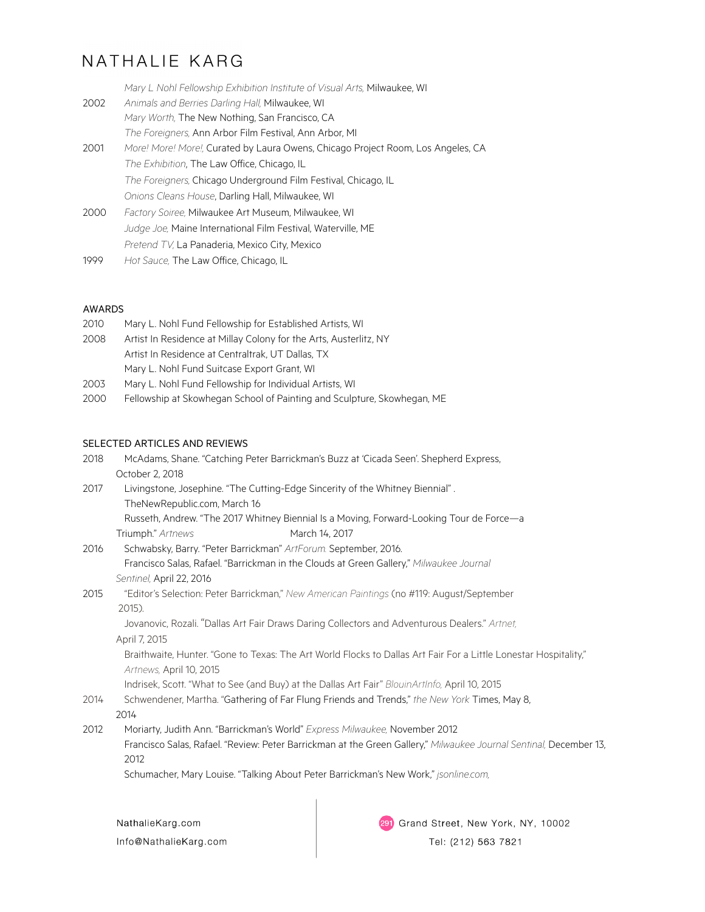*Mary L Nohl Fellowship Exhibition Institute of Visual Arts,* Milwaukee, WI

2002 *Animals and Berries Darling Hall,* Milwaukee, WI
*Mary Worth,* The New Nothing, San Francisco, CA
*The Foreigners,* Ann Arbor Film Festival, Ann Arbor, MI

2001 *More! More! More!,* Curated by Laura Owens, Chicago Project Room, Los Angeles, CA
*The Exhibition*, The Law Office, Chicago, IL
*The Foreigners,* Chicago Underground Film Festival, Chicago, IL
*Onions Cleans House*, Darling Hall, Milwaukee, WI

2000 *Factory Soiree,* Milwaukee Art Museum, Milwaukee, WI
*Judge Joe,* Maine International Film Festival, Waterville, ME
*Pretend TV,* La Panaderia, Mexico City, Mexico

1999 *Hot Sauce,* The Law Office, Chicago, IL

## AWARDS

2010 Mary L. Nohl Fund Fellowship for Established Artists, WI

2008 Artist In Residence at Millay Colony for the Arts, Austerlitz, NY
Artist In Residence at Centraltrak, UT Dallas, TX
Mary L. Nohl Fund Suitcase Export Grant, WI

2003 Mary L. Nohl Fund Fellowship for Individual Artists, WI

2000 Fellowship at Skowhegan School of Painting and Sculpture, Skowhegan, ME

## SELECTED ARTICLES AND REVIEWS

2018 McAdams, Shane. "Catching Peter Barrickman's Buzz at 'Cicada Seen'. Shepherd Express, October 2, 2018

2017 Livingstone, Josephine. "The Cutting-Edge Sincerity of the Whitney Biennial" . TheNewRepublic.com, March 16
Russeth, Andrew. "The 2017 Whitney Biennial Is a Moving, Forward-Looking Tour de Force—a Triumph." *Artnews* March 14, 2017

2016 Schwabsky, Barry. "Peter Barrickman" *ArtForum.* September, 2016.
Francisco Salas, Rafael. "Barrickman in the Clouds at Green Gallery," *Milwaukee Journal Sentinel,* April 22, 2016

2015 "Editor's Selection: Peter Barrickman," *New American Paintings* (no #119: August/September 2015).
Jovanovic, Rozali. "Dallas Art Fair Draws Daring Collectors and Adventurous Dealers." *Artnet,* April 7, 2015
Braithwaite, Hunter. "Gone to Texas: The Art World Flocks to Dallas Art Fair For a Little Lonestar Hospitality," *Artnews,* April 10, 2015
Indrisek, Scott. "What to See (and Buy) at the Dallas Art Fair" *BlouinArtInfo,* April 10, 2015

2014 Schwendener, Martha. "Gathering of Far Flung Friends and Trends," *the New York* Times, May 8, 2014

2012 Moriarty, Judith Ann. "Barrickman's World" *Express Milwaukee,* November 2012
Francisco Salas, Rafael. "Review: Peter Barrickman at the Green Gallery," *Milwaukee Journal Sentinal,* December 13, 2012
Schumacher, Mary Louise. "Talking About Peter Barrickman's New Work," *jsonline.com,*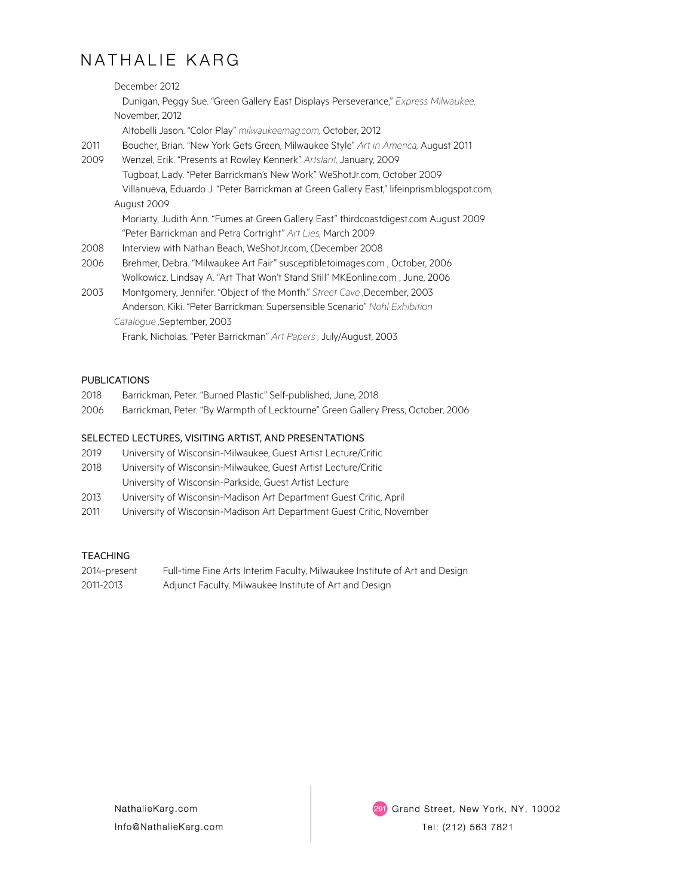December 2012

Dunigan, Peggy Sue. "Green Gallery East Displays Perseverance," *Express Milwaukee,* November, 2012

Altobelli Jason. "Color Play" *milwaukeemag.com,* October, 2012

2011 Boucher, Brian. "New York Gets Green, Milwaukee Style" *Art in America,* August 2011

2009 Wenzel, Erik. "Presents at Rowley Kennerk" *Artslant,* January, 2009

Tugboat, Lady. "Peter Barrickman's New Work" WeShotJr.com, October 2009

Villanueva, Eduardo J. "Peter Barrickman at Green Gallery East," lifeinprism.blogspot.com, August 2009

Moriarty, Judith Ann. "Fumes at Green Gallery East" thirdcoastdigest.com August 2009

"Peter Barrickman and Petra Cortright" *Art Lies,* March 2009

2008 Interview with Nathan Beach, WeShotJr.com, (December 2008

2006 Brehmer, Debra. "Milwaukee Art Fair" susceptibletoimages.com , October, 2006

Wolkowicz, Lindsay A. "Art That Won't Stand Still" MKEonline.com , June, 2006

2003 Montgomery, Jennifer. "Object of the Month." *Street Cave ,*December, 2003

Anderson, Kiki. "Peter Barrickman: Supersensible Scenario" *Nohl Exhibition Catalogue ,*September, 2003

Frank, Nicholas. "Peter Barrickman" *Art Papers ,* July/August, 2003

## PUBLICATIONS

2018 Barrickman, Peter. "Burned Plastic" Self-published, June, 2018

2006 Barrickman, Peter. "By Warmpth of Lecktourne" Green Gallery Press, October, 2006

## SELECTED LECTURES, VISITING ARTIST, AND PRESENTATIONS

2019 University of Wisconsin-Milwaukee, Guest Artist Lecture/Critic

2018 University of Wisconsin-Milwaukee, Guest Artist Lecture/Critic

University of Wisconsin-Parkside, Guest Artist Lecture

2013 University of Wisconsin-Madison Art Department Guest Critic, April

2011 University of Wisconsin-Madison Art Department Guest Critic, November

## TEACHING

2014-present Full-time Fine Arts Interim Faculty, Milwaukee Institute of Art and Design

2011-2013 Adjunct Faculty, Milwaukee Institute of Art and Design